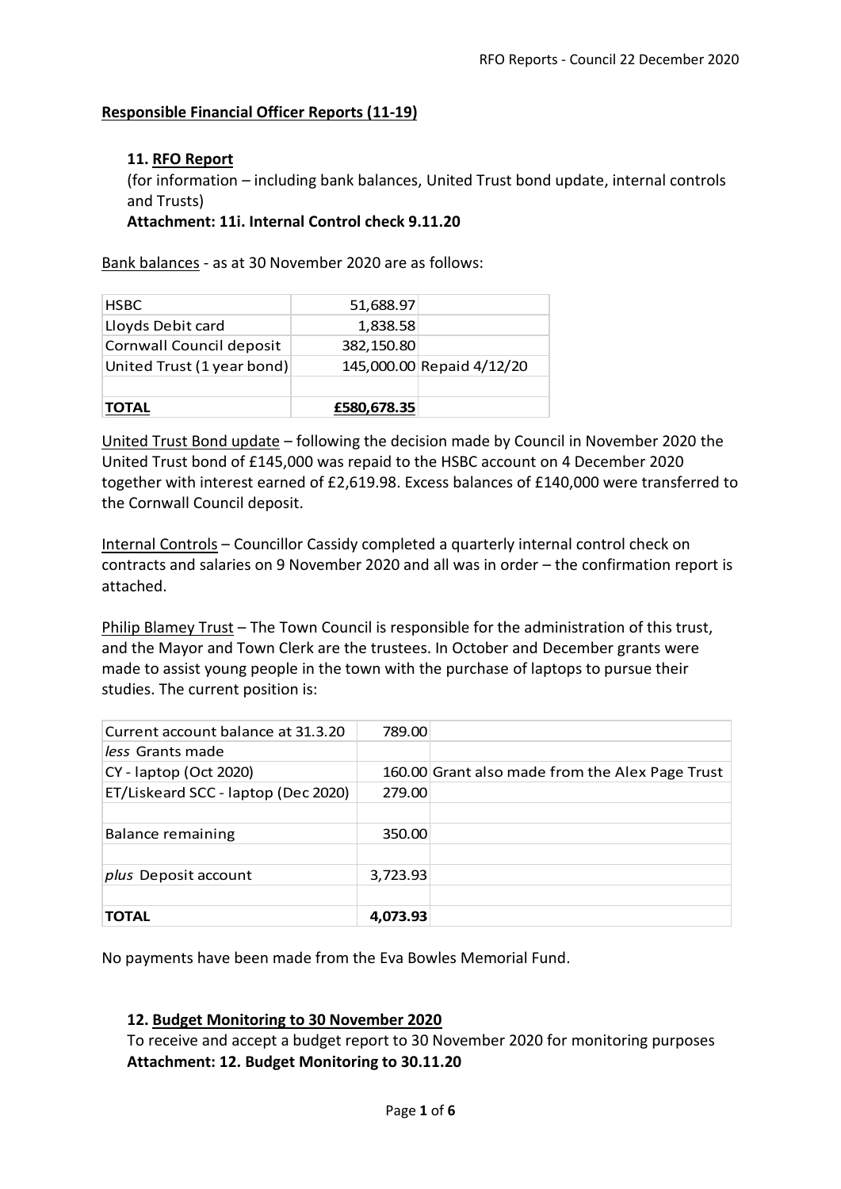## Responsible Financial Officer Reports (11-19)

### 11. RFO Report

(for information – including bank balances, United Trust bond update, internal controls and Trusts)

**Attachment: 11i. Internal Control check 9.11.20**

Bank balances - as at 30 November 2020 are as follows:

| | | |
|---|---|---|
| HSBC | 51,688.97 | |
| Lloyds Debit card | 1,838.58 | |
| Cornwall Council deposit | 382,150.80 | |
| United Trust (1 year bond) | 145,000.00 | Repaid 4/12/20 |
| | | |
| **TOTAL** | **£580,678.35** | |

United Trust Bond update – following the decision made by Council in November 2020 the United Trust bond of £145,000 was repaid to the HSBC account on 4 December 2020 together with interest earned of £2,619.98. Excess balances of £140,000 were transferred to the Cornwall Council deposit.

Internal Controls – Councillor Cassidy completed a quarterly internal control check on contracts and salaries on 9 November 2020 and all was in order – the confirmation report is attached.

Philip Blamey Trust – The Town Council is responsible for the administration of this trust, and the Mayor and Town Clerk are the trustees. In October and December grants were made to assist young people in the town with the purchase of laptops to pursue their studies. The current position is:

| | | |
|---|---|---|
| Current account balance at 31.3.20 | 789.00 | |
| *less* Grants made | | |
| CY - laptop (Oct 2020) | 160.00 | Grant also made from the Alex Page Trust |
| ET/Liskeard SCC - laptop (Dec 2020) | 279.00 | |
| | | |
| Balance remaining | 350.00 | |
| | | |
| *plus* Deposit account | 3,723.93 | |
| | | |
| **TOTAL** | **4,073.93** | |

No payments have been made from the Eva Bowles Memorial Fund.

### 12. Budget Monitoring to 30 November 2020

To receive and accept a budget report to 30 November 2020 for monitoring purposes

**Attachment: 12. Budget Monitoring to 30.11.20**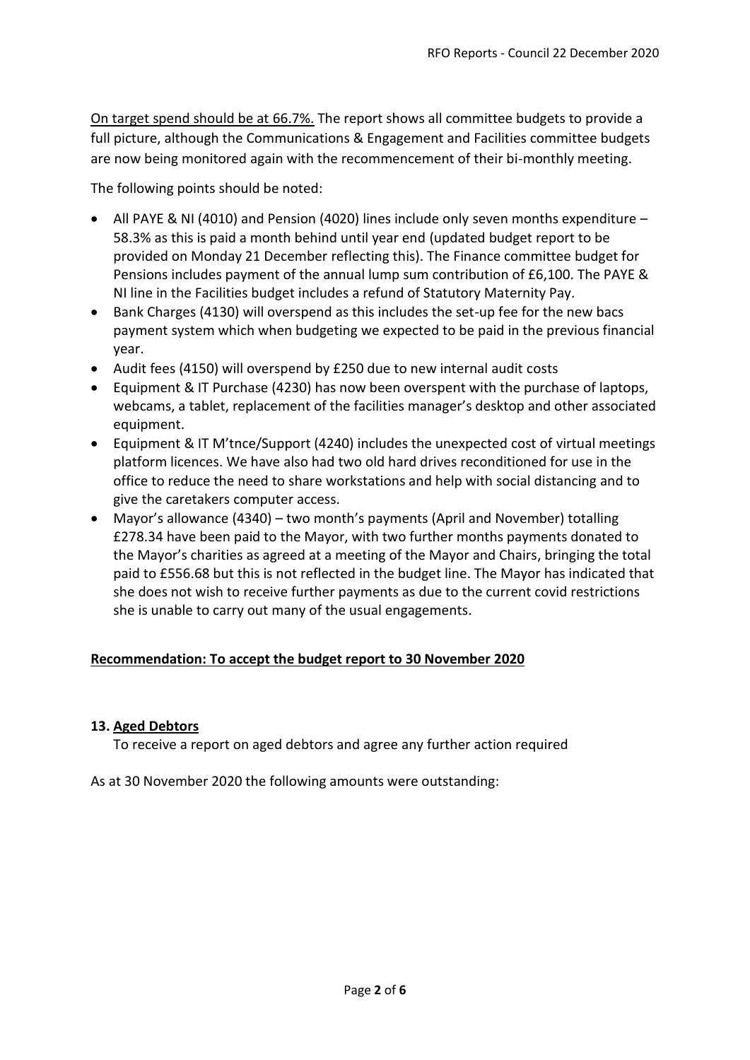<u>On target spend should be at 66.7%.</u> The report shows all committee budgets to provide a full picture, although the Communications & Engagement and Facilities committee budgets are now being monitored again with the recommencement of their bi-monthly meeting.

The following points should be noted:

- All PAYE & NI (4010) and Pension (4020) lines include only seven months expenditure – 58.3% as this is paid a month behind until year end (updated budget report to be provided on Monday 21 December reflecting this). The Finance committee budget for Pensions includes payment of the annual lump sum contribution of £6,100. The PAYE & NI line in the Facilities budget includes a refund of Statutory Maternity Pay.
- Bank Charges (4130) will overspend as this includes the set-up fee for the new bacs payment system which when budgeting we expected to be paid in the previous financial year.
- Audit fees (4150) will overspend by £250 due to new internal audit costs
- Equipment & IT Purchase (4230) has now been overspent with the purchase of laptops, webcams, a tablet, replacement of the facilities manager's desktop and other associated equipment.
- Equipment & IT M'tnce/Support (4240) includes the unexpected cost of virtual meetings platform licences. We have also had two old hard drives reconditioned for use in the office to reduce the need to share workstations and help with social distancing and to give the caretakers computer access.
- Mayor's allowance (4340) – two month's payments (April and November) totalling £278.34 have been paid to the Mayor, with two further months payments donated to the Mayor's charities as agreed at a meeting of the Mayor and Chairs, bringing the total paid to £556.68 but this is not reflected in the budget line. The Mayor has indicated that she does not wish to receive further payments as due to the current covid restrictions she is unable to carry out many of the usual engagements.

**<u>Recommendation: To accept the budget report to 30 November 2020</u>**

### 13. <u>Aged Debtors</u>

To receive a report on aged debtors and agree any further action required

As at 30 November 2020 the following amounts were outstanding: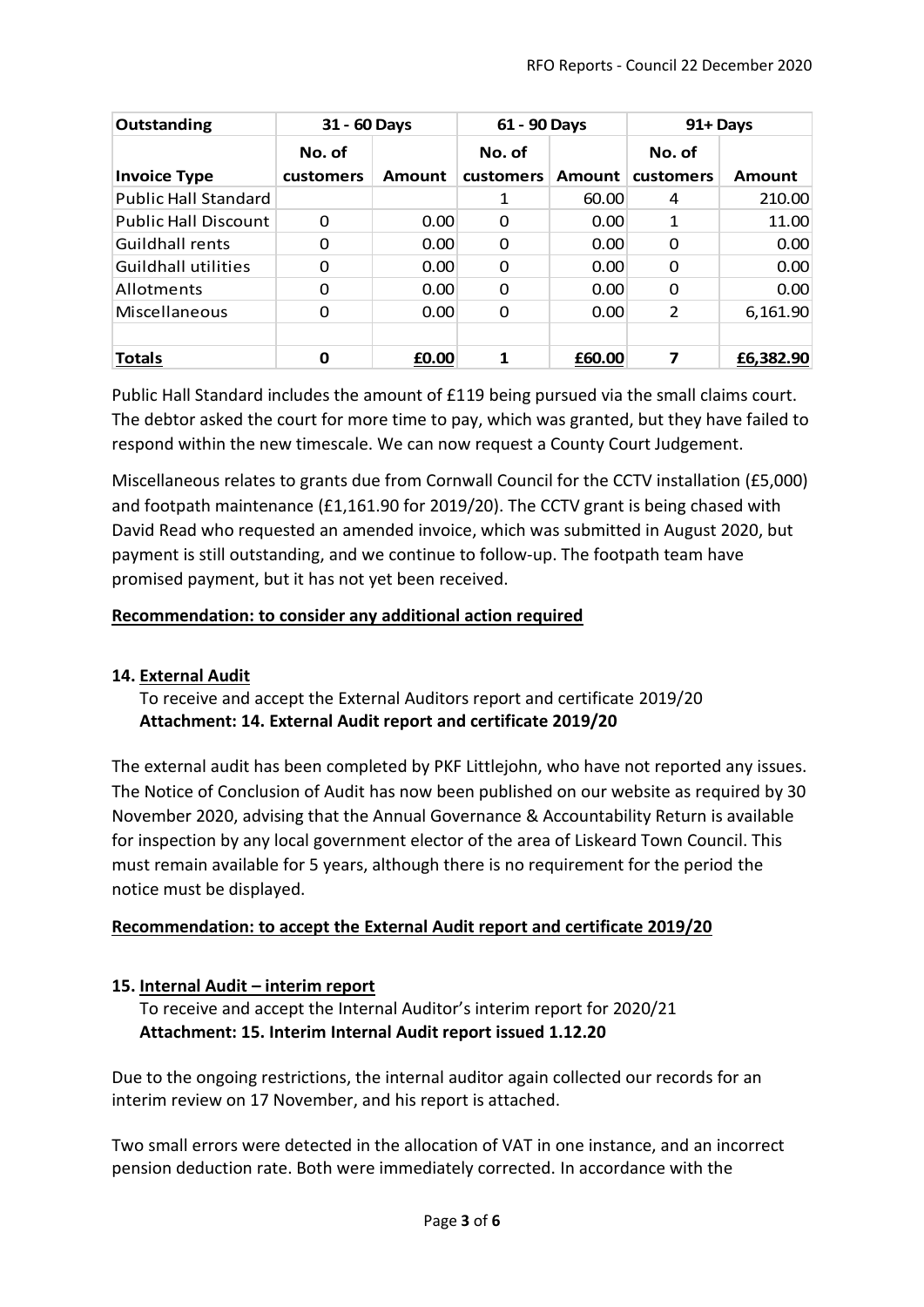| Outstanding | 31 - 60 Days | | 61 - 90 Days | | 91+ Days | |
|---|---|---|---|---|---|---|
| **Invoice Type** | **No. of customers** | **Amount** | **No. of customers** | **Amount** | **No. of customers** | **Amount** |
| Public Hall Standard | | | 1 | 60.00 | 4 | 210.00 |
| Public Hall Discount | 0 | 0.00 | 0 | 0.00 | 1 | 11.00 |
| Guildhall rents | 0 | 0.00 | 0 | 0.00 | 0 | 0.00 |
| Guildhall utilities | 0 | 0.00 | 0 | 0.00 | 0 | 0.00 |
| Allotments | 0 | 0.00 | 0 | 0.00 | 0 | 0.00 |
| Miscellaneous | 0 | 0.00 | 0 | 0.00 | 2 | 6,161.90 |
| | | | | | | |
| **Totals** | **0** | **£0.00** | **1** | **£60.00** | **7** | **£6,382.90** |

Public Hall Standard includes the amount of £119 being pursued via the small claims court. The debtor asked the court for more time to pay, which was granted, but they have failed to respond within the new timescale. We can now request a County Court Judgement.

Miscellaneous relates to grants due from Cornwall Council for the CCTV installation (£5,000) and footpath maintenance (£1,161.90 for 2019/20). The CCTV grant is being chased with David Read who requested an amended invoice, which was submitted in August 2020, but payment is still outstanding, and we continue to follow-up. The footpath team have promised payment, but it has not yet been received.

**Recommendation: to consider any additional action required**

### 14. External Audit

To receive and accept the External Auditors report and certificate 2019/20
**Attachment: 14. External Audit report and certificate 2019/20**

The external audit has been completed by PKF Littlejohn, who have not reported any issues. The Notice of Conclusion of Audit has now been published on our website as required by 30 November 2020, advising that the Annual Governance & Accountability Return is available for inspection by any local government elector of the area of Liskeard Town Council. This must remain available for 5 years, although there is no requirement for the period the notice must be displayed.

**Recommendation: to accept the External Audit report and certificate 2019/20**

### 15. Internal Audit – interim report

To receive and accept the Internal Auditor's interim report for 2020/21
**Attachment: 15. Interim Internal Audit report issued 1.12.20**

Due to the ongoing restrictions, the internal auditor again collected our records for an interim review on 17 November, and his report is attached.

Two small errors were detected in the allocation of VAT in one instance, and an incorrect pension deduction rate. Both were immediately corrected. In accordance with the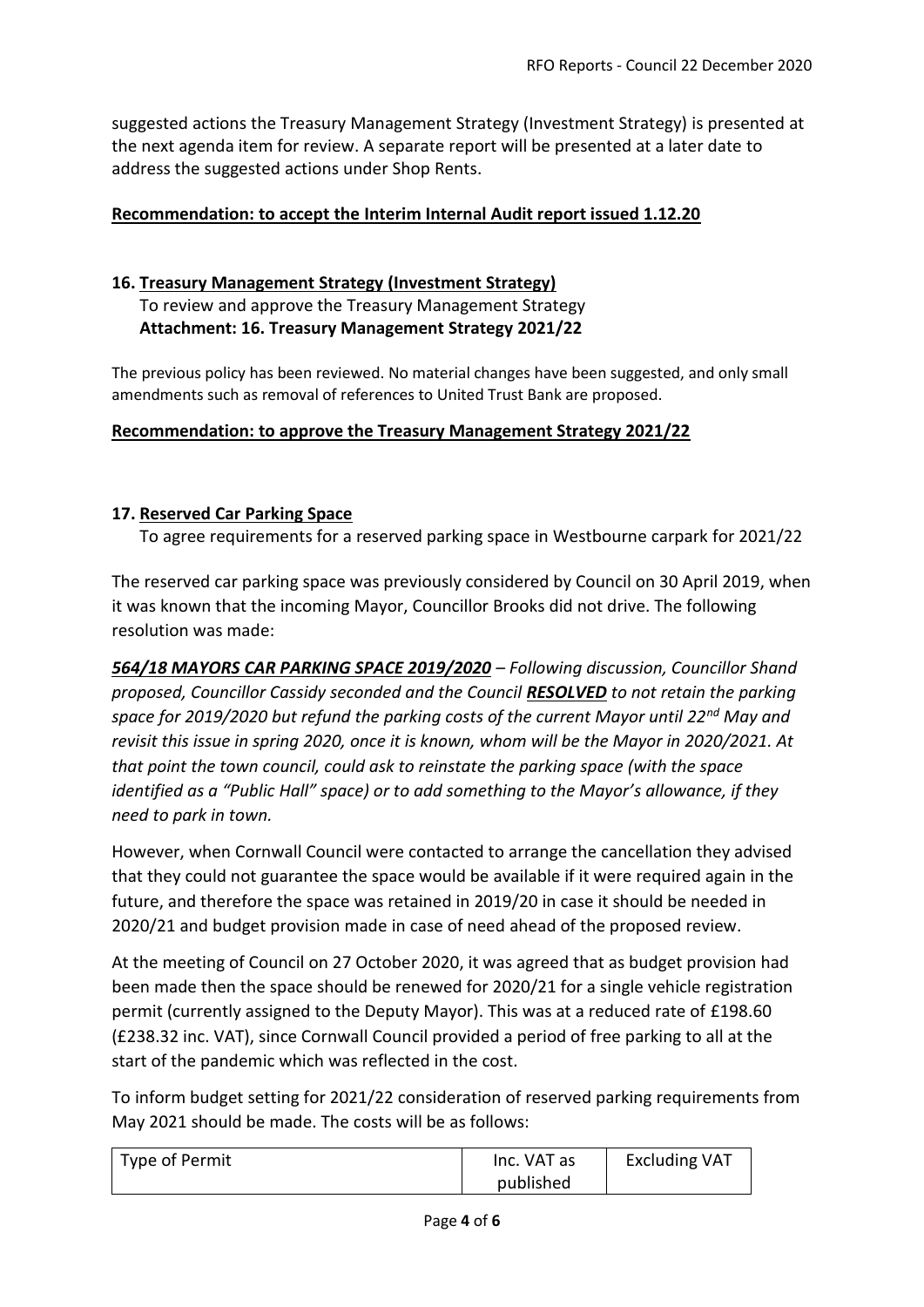suggested actions the Treasury Management Strategy (Investment Strategy) is presented at the next agenda item for review. A separate report will be presented at a later date to address the suggested actions under Shop Rents.

**Recommendation: to accept the Interim Internal Audit report issued 1.12.20**

## 16. Treasury Management Strategy (Investment Strategy)

To review and approve the Treasury Management Strategy
**Attachment: 16. Treasury Management Strategy 2021/22**

The previous policy has been reviewed. No material changes have been suggested, and only small amendments such as removal of references to United Trust Bank are proposed.

**Recommendation: to approve the Treasury Management Strategy 2021/22**

## 17. Reserved Car Parking Space

To agree requirements for a reserved parking space in Westbourne carpark for 2021/22

The reserved car parking space was previously considered by Council on 30 April 2019, when it was known that the incoming Mayor, Councillor Brooks did not drive. The following resolution was made:

***564/18 MAYORS CAR PARKING SPACE 2019/2020** – Following discussion, Councillor Shand proposed, Councillor Cassidy seconded and the Council **RESOLVED** to not retain the parking space for 2019/2020 but refund the parking costs of the current Mayor until 22nd May and revisit this issue in spring 2020, once it is known, whom will be the Mayor in 2020/2021. At that point the town council, could ask to reinstate the parking space (with the space identified as a "Public Hall" space) or to add something to the Mayor's allowance, if they need to park in town.*

However, when Cornwall Council were contacted to arrange the cancellation they advised that they could not guarantee the space would be available if it were required again in the future, and therefore the space was retained in 2019/20 in case it should be needed in 2020/21 and budget provision made in case of need ahead of the proposed review.

At the meeting of Council on 27 October 2020, it was agreed that as budget provision had been made then the space should be renewed for 2020/21 for a single vehicle registration permit (currently assigned to the Deputy Mayor). This was at a reduced rate of £198.60 (£238.32 inc. VAT), since Cornwall Council provided a period of free parking to all at the start of the pandemic which was reflected in the cost.

To inform budget setting for 2021/22 consideration of reserved parking requirements from May 2021 should be made. The costs will be as follows:

| Type of Permit | Inc. VAT as published | Excluding VAT |
|---|---|---|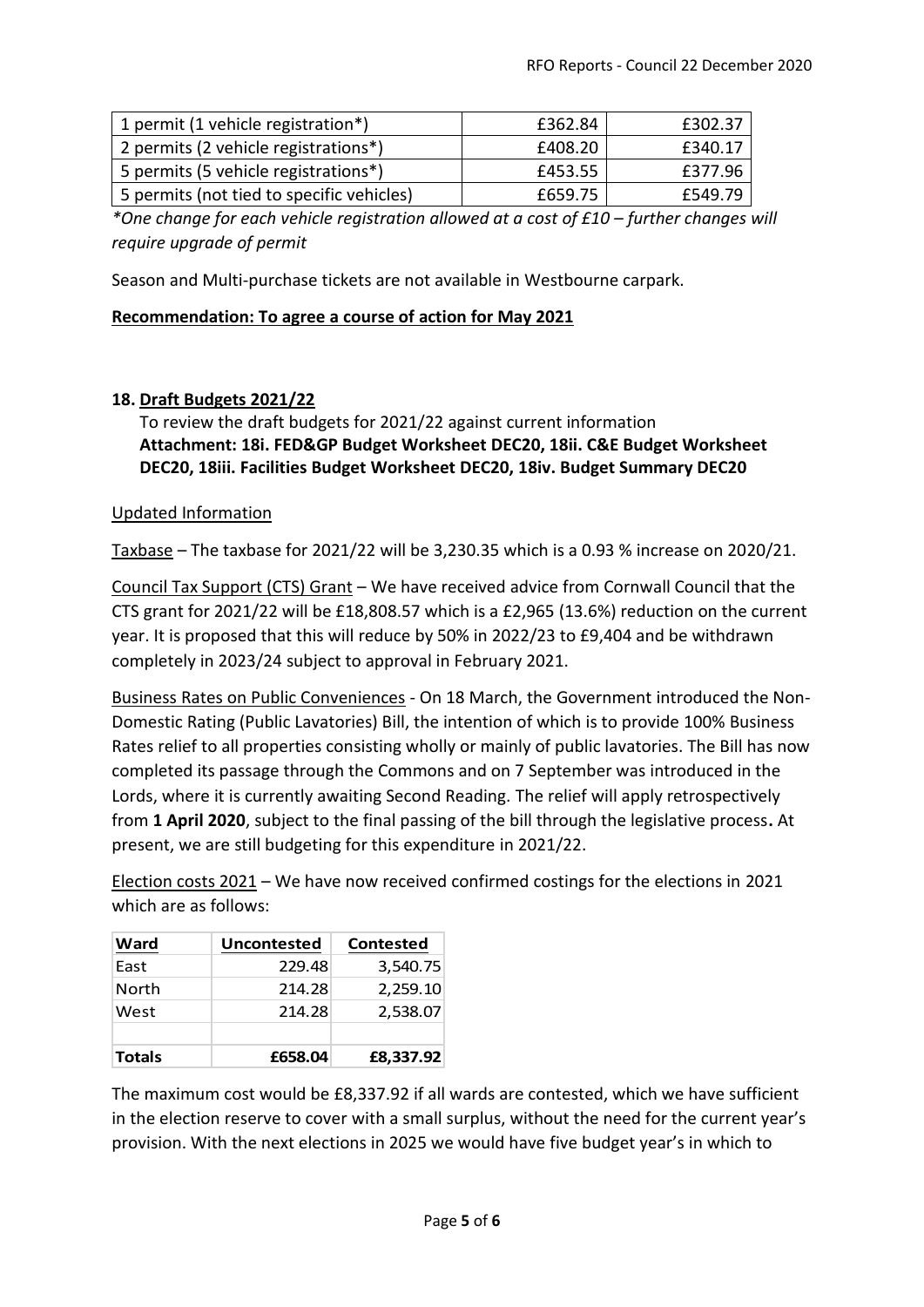| 1 permit (1 vehicle registration*) | £362.84 | £302.37 |
|---|---|---|
| 2 permits (2 vehicle registrations*) | £408.20 | £340.17 |
| 5 permits (5 vehicle registrations*) | £453.55 | £377.96 |
| 5 permits (not tied to specific vehicles) | £659.75 | £549.79 |

*\*One change for each vehicle registration allowed at a cost of £10 – further changes will require upgrade of permit*

Season and Multi-purchase tickets are not available in Westbourne carpark.

**Recommendation: To agree a course of action for May 2021**

### 18. Draft Budgets 2021/22

To review the draft budgets for 2021/22 against current information
**Attachment: 18i. FED&GP Budget Worksheet DEC20, 18ii. C&E Budget Worksheet DEC20, 18iii. Facilities Budget Worksheet DEC20, 18iv. Budget Summary DEC20**

Updated Information

Taxbase – The taxbase for 2021/22 will be 3,230.35 which is a 0.93 % increase on 2020/21.

Council Tax Support (CTS) Grant – We have received advice from Cornwall Council that the CTS grant for 2021/22 will be £18,808.57 which is a £2,965 (13.6%) reduction on the current year. It is proposed that this will reduce by 50% in 2022/23 to £9,404 and be withdrawn completely in 2023/24 subject to approval in February 2021.

Business Rates on Public Conveniences - On 18 March, the Government introduced the Non-Domestic Rating (Public Lavatories) Bill, the intention of which is to provide 100% Business Rates relief to all properties consisting wholly or mainly of public lavatories. The Bill has now completed its passage through the Commons and on 7 September was introduced in the Lords, where it is currently awaiting Second Reading. The relief will apply retrospectively from **1 April 2020**, subject to the final passing of the bill through the legislative process**.** At present, we are still budgeting for this expenditure in 2021/22.

Election costs 2021 – We have now received confirmed costings for the elections in 2021 which are as follows:

| Ward | Uncontested | Contested |
|---|---|---|
| East | 229.48 | 3,540.75 |
| North | 214.28 | 2,259.10 |
| West | 214.28 | 2,538.07 |
| | | |
| **Totals** | **£658.04** | **£8,337.92** |

The maximum cost would be £8,337.92 if all wards are contested, which we have sufficient in the election reserve to cover with a small surplus, without the need for the current year's provision. With the next elections in 2025 we would have five budget year's in which to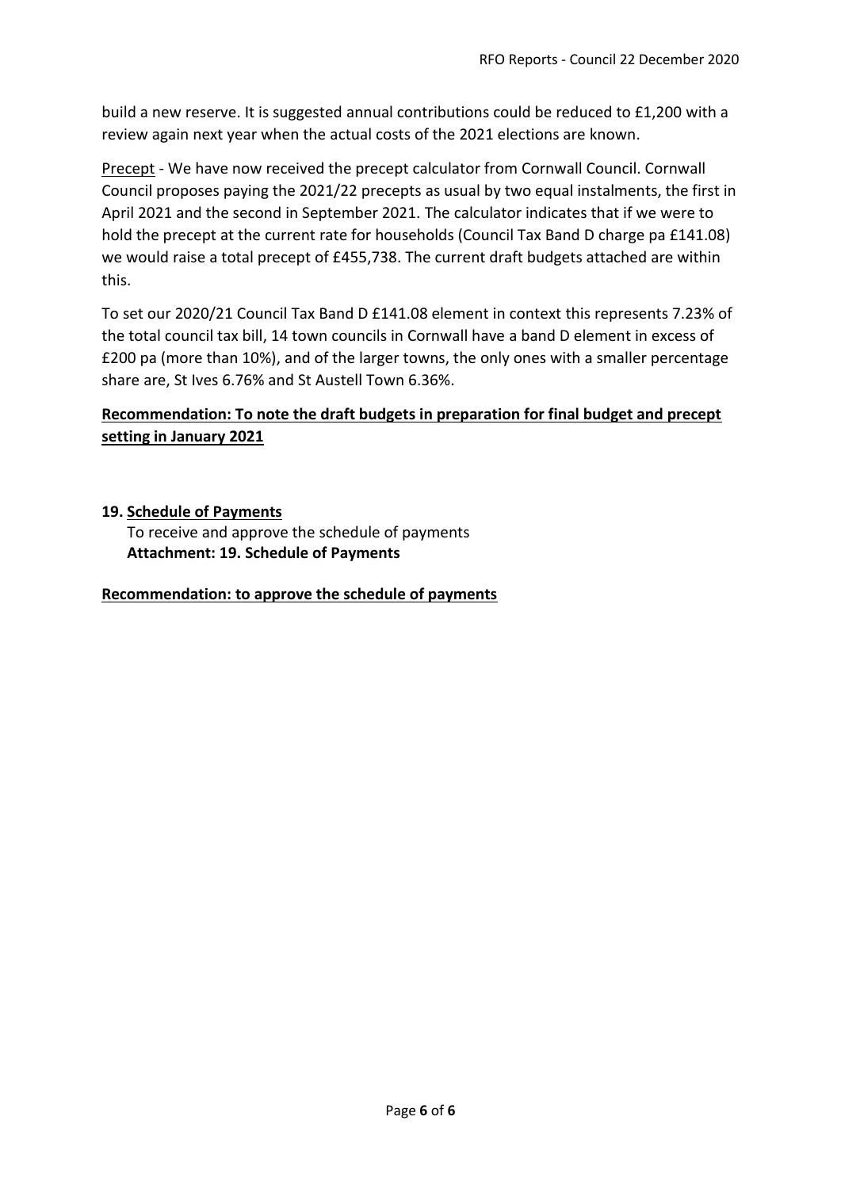build a new reserve. It is suggested annual contributions could be reduced to £1,200 with a review again next year when the actual costs of the 2021 elections are known.

Precept - We have now received the precept calculator from Cornwall Council. Cornwall Council proposes paying the 2021/22 precepts as usual by two equal instalments, the first in April 2021 and the second in September 2021. The calculator indicates that if we were to hold the precept at the current rate for households (Council Tax Band D charge pa £141.08) we would raise a total precept of £455,738. The current draft budgets attached are within this.

To set our 2020/21 Council Tax Band D £141.08 element in context this represents 7.23% of the total council tax bill, 14 town councils in Cornwall have a band D element in excess of £200 pa (more than 10%), and of the larger towns, the only ones with a smaller percentage share are, St Ives 6.76% and St Austell Town 6.36%.

**Recommendation: To note the draft budgets in preparation for final budget and precept setting in January 2021**

**19. Schedule of Payments**

To receive and approve the schedule of payments

**Attachment: 19. Schedule of Payments**

**Recommendation: to approve the schedule of payments**